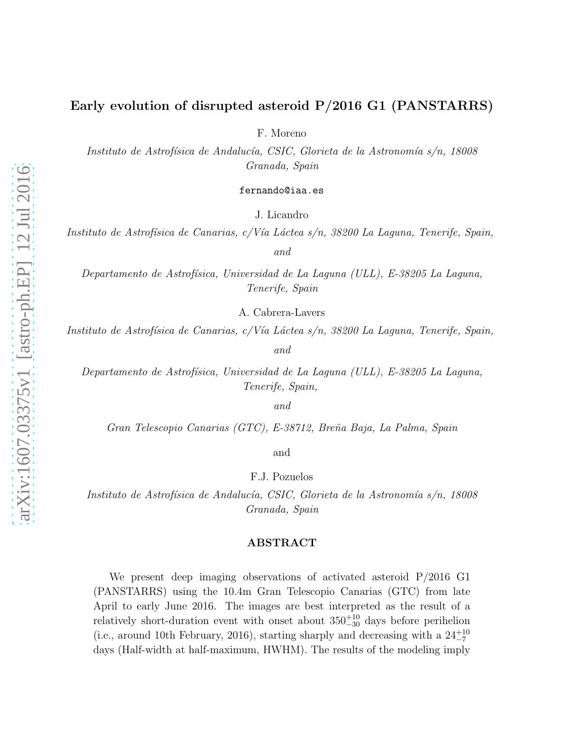# Early evolution of disrupted asteroid P/2016 G1 (PANSTARRS)

F. Moreno

*Instituto de Astrofísica de Andalucía, CSIC, Glorieta de la Astronomía s/n, 18008 Granada, Spain*

fernando@iaa.es

J. Licandro

*Instituto de Astrofísica de Canarias, c/Vía Láctea s/n, 38200 La Laguna, Tenerife, Spain,*

*and*

*Departamento de Astrofísica, Universidad de La Laguna (ULL), E-38205 La Laguna, Tenerife, Spain*

A. Cabrera-Lavers

*Instituto de Astrofísica de Canarias, c/Vía Láctea s/n, 38200 La Laguna, Tenerife, Spain,*

*and*

*Departamento de Astrofísica, Universidad de La Laguna (ULL), E-38205 La Laguna, Tenerife, Spain,*

*and*

*Gran Telescopio Canarias (GTC), E-38712, Breña Baja, La Palma, Spain*

and

F.J. Pozuelos

*Instituto de Astrofísica de Andalucía, CSIC, Glorieta de la Astronomía s/n, 18008 Granada, Spain*

## ABSTRACT

We present deep imaging observations of activated asteroid P/2016 G1 (PANSTARRS) using the 10.4m Gran Telescopio Canarias (GTC) from late April to early June 2016. The images are best interpreted as the result of a relatively short-duration event with onset about $350^{+10}_{-30}$ days before perihelion (i.e., around 10th February, 2016), starting sharply and decreasing with a $24^{+10}_{-7}$ days (Half-width at half-maximum, HWHM). The results of the modeling imply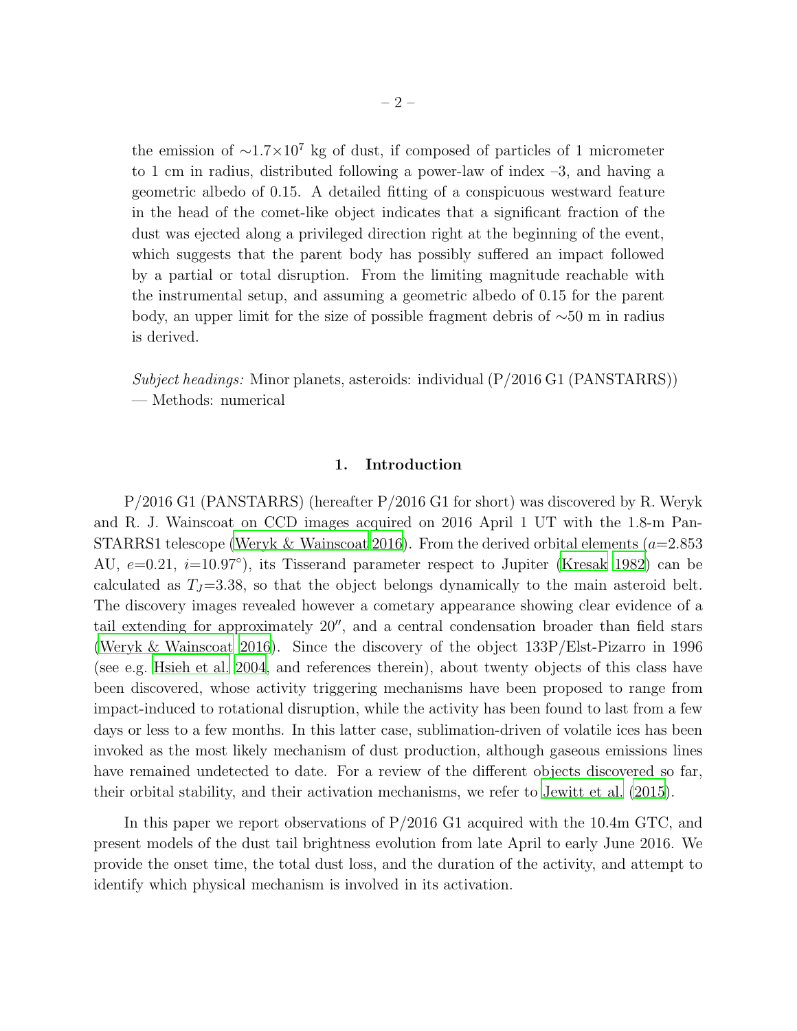the emission of $\sim 1.7 \times 10^7$ kg of dust, if composed of particles of 1 micrometer to 1 cm in radius, distributed following a power-law of index –3, and having a geometric albedo of 0.15. A detailed fitting of a conspicuous westward feature in the head of the comet-like object indicates that a significant fraction of the dust was ejected along a privileged direction right at the beginning of the event, which suggests that the parent body has possibly suffered an impact followed by a partial or total disruption. From the limiting magnitude reachable with the instrumental setup, and assuming a geometric albedo of 0.15 for the parent body, an upper limit for the size of possible fragment debris of $\sim$50 m in radius is derived.

*Subject headings:* Minor planets, asteroids: individual (P/2016 G1 (PANSTARRS)) — Methods: numerical

## 1. Introduction

P/2016 G1 (PANSTARRS) (hereafter P/2016 G1 for short) was discovered by R. Weryk and R. J. Wainscoat on CCD images acquired on 2016 April 1 UT with the 1.8-m Pan-STARRS1 telescope (Weryk & Wainscoat 2016). From the derived orbital elements ($a$=2.853 AU, $e$=0.21, $i$=10.97°), its Tisserand parameter respect to Jupiter (Kresak 1982) can be calculated as $T_J$=3.38, so that the object belongs dynamically to the main asteroid belt. The discovery images revealed however a cometary appearance showing clear evidence of a tail extending for approximately 20″, and a central condensation broader than field stars (Weryk & Wainscoat 2016). Since the discovery of the object 133P/Elst-Pizarro in 1996 (see e.g. Hsieh et al. 2004, and references therein), about twenty objects of this class have been discovered, whose activity triggering mechanisms have been proposed to range from impact-induced to rotational disruption, while the activity has been found to last from a few days or less to a few months. In this latter case, sublimation-driven of volatile ices has been invoked as the most likely mechanism of dust production, although gaseous emissions lines have remained undetected to date. For a review of the different objects discovered so far, their orbital stability, and their activation mechanisms, we refer to Jewitt et al. (2015).

In this paper we report observations of P/2016 G1 acquired with the 10.4m GTC, and present models of the dust tail brightness evolution from late April to early June 2016. We provide the onset time, the total dust loss, and the duration of the activity, and attempt to identify which physical mechanism is involved in its activation.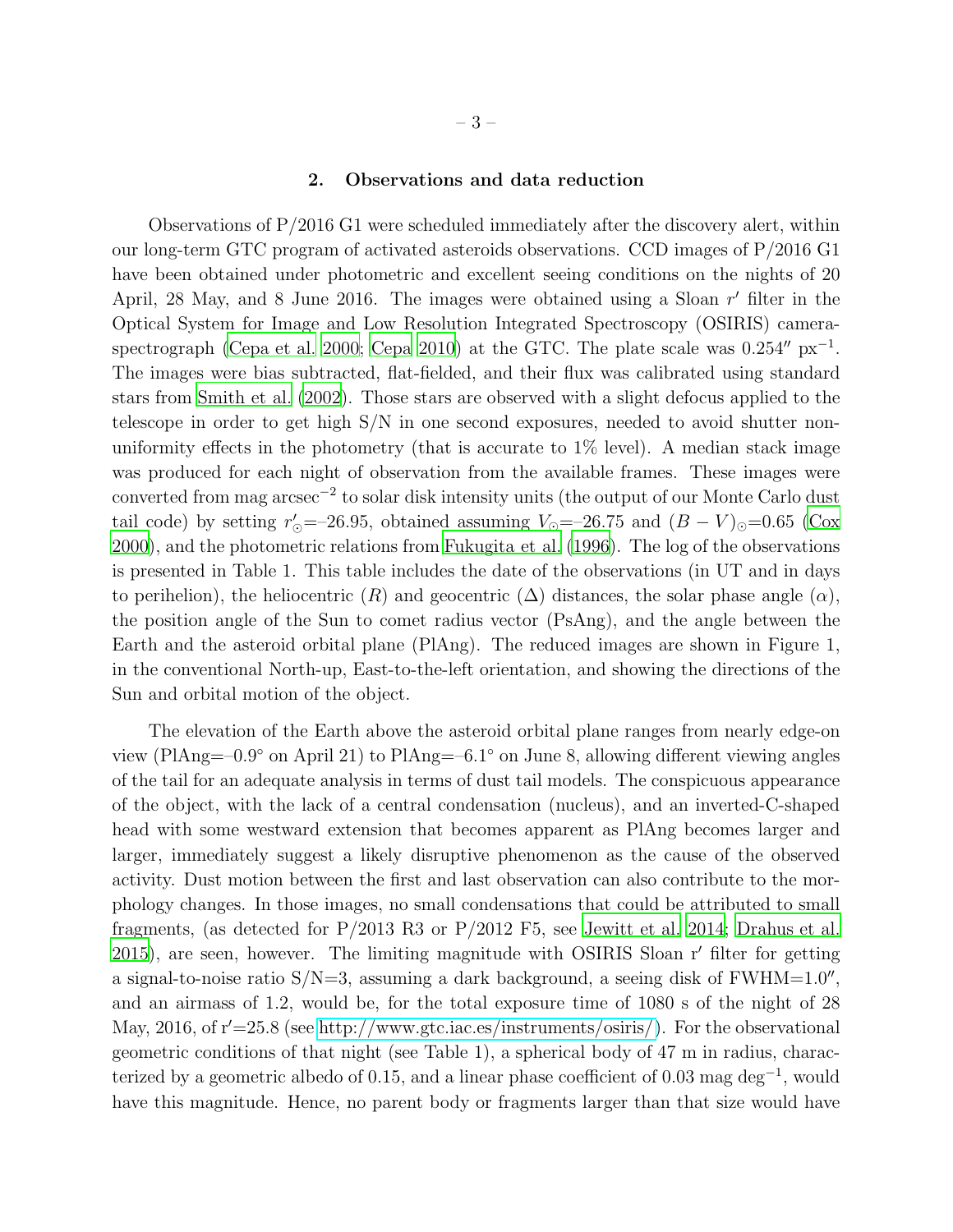## 2. Observations and data reduction

Observations of P/2016 G1 were scheduled immediately after the discovery alert, within our long-term GTC program of activated asteroids observations. CCD images of P/2016 G1 have been obtained under photometric and excellent seeing conditions on the nights of 20 April, 28 May, and 8 June 2016. The images were obtained using a Sloan $r'$ filter in the Optical System for Image and Low Resolution Integrated Spectroscopy (OSIRIS) camera-spectrograph (Cepa et al. 2000; Cepa 2010) at the GTC. The plate scale was $0.254'' \text{ px}^{-1}$. The images were bias subtracted, flat-fielded, and their flux was calibrated using standard stars from Smith et al. (2002). Those stars are observed with a slight defocus applied to the telescope in order to get high S/N in one second exposures, needed to avoid shutter non-uniformity effects in the photometry (that is accurate to 1% level). A median stack image was produced for each night of observation from the available frames. These images were converted from mag arcsec$^{-2}$ to solar disk intensity units (the output of our Monte Carlo dust tail code) by setting $r'_\odot$=–26.95, obtained assuming $V_\odot$=–26.75 and $(B-V)_\odot$=0.65 (Cox 2000), and the photometric relations from Fukugita et al. (1996). The log of the observations is presented in Table 1. This table includes the date of the observations (in UT and in days to perihelion), the heliocentric ($R$) and geocentric ($\Delta$) distances, the solar phase angle ($\alpha$), the position angle of the Sun to comet radius vector (PsAng), and the angle between the Earth and the asteroid orbital plane (PlAng). The reduced images are shown in Figure 1, in the conventional North-up, East-to-the-left orientation, and showing the directions of the Sun and orbital motion of the object.

The elevation of the Earth above the asteroid orbital plane ranges from nearly edge-on view (PlAng=–0.9° on April 21) to PlAng=–6.1° on June 8, allowing different viewing angles of the tail for an adequate analysis in terms of dust tail models. The conspicuous appearance of the object, with the lack of a central condensation (nucleus), and an inverted-C-shaped head with some westward extension that becomes apparent as PlAng becomes larger and larger, immediately suggest a likely disruptive phenomenon as the cause of the observed activity. Dust motion between the first and last observation can also contribute to the morphology changes. In those images, no small condensations that could be attributed to small fragments, (as detected for P/2013 R3 or P/2012 F5, see Jewitt et al. 2014; Drahus et al. 2015), are seen, however. The limiting magnitude with OSIRIS Sloan r′ filter for getting a signal-to-noise ratio S/N=3, assuming a dark background, a seeing disk of FWHM=1.0″, and an airmass of 1.2, would be, for the total exposure time of 1080 s of the night of 28 May, 2016, of r′=25.8 (see http://www.gtc.iac.es/instruments/osiris/). For the observational geometric conditions of that night (see Table 1), a spherical body of 47 m in radius, characterized by a geometric albedo of 0.15, and a linear phase coefficient of 0.03 mag deg$^{-1}$, would have this magnitude. Hence, no parent body or fragments larger than that size would have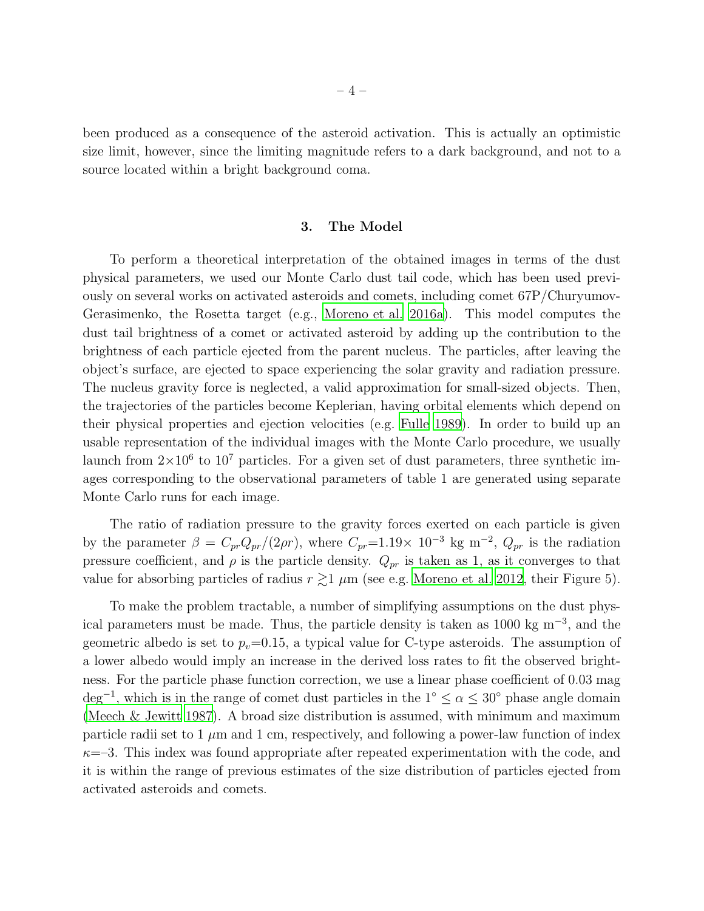been produced as a consequence of the asteroid activation. This is actually an optimistic size limit, however, since the limiting magnitude refers to a dark background, and not to a source located within a bright background coma.

## 3. The Model

To perform a theoretical interpretation of the obtained images in terms of the dust physical parameters, we used our Monte Carlo dust tail code, which has been used previously on several works on activated asteroids and comets, including comet 67P/Churyumov-Gerasimenko, the Rosetta target (e.g., Moreno et al. 2016a). This model computes the dust tail brightness of a comet or activated asteroid by adding up the contribution to the brightness of each particle ejected from the parent nucleus. The particles, after leaving the object's surface, are ejected to space experiencing the solar gravity and radiation pressure. The nucleus gravity force is neglected, a valid approximation for small-sized objects. Then, the trajectories of the particles become Keplerian, having orbital elements which depend on their physical properties and ejection velocities (e.g. Fulle 1989). In order to build up an usable representation of the individual images with the Monte Carlo procedure, we usually launch from $2\times10^6$ to $10^7$ particles. For a given set of dust parameters, three synthetic images corresponding to the observational parameters of table 1 are generated using separate Monte Carlo runs for each image.

The ratio of radiation pressure to the gravity forces exerted on each particle is given by the parameter $\beta = C_{pr}Q_{pr}/(2\rho r)$, where $C_{pr}$=1.19$\times$ $10^{-3}$ kg m$^{-2}$, $Q_{pr}$ is the radiation pressure coefficient, and $\rho$ is the particle density. $Q_{pr}$ is taken as 1, as it converges to that value for absorbing particles of radius $r \gtrsim$1 $\mu$m (see e.g. Moreno et al. 2012, their Figure 5).

To make the problem tractable, a number of simplifying assumptions on the dust physical parameters must be made. Thus, the particle density is taken as 1000 kg m$^{-3}$, and the geometric albedo is set to $p_v$=0.15, a typical value for C-type asteroids. The assumption of a lower albedo would imply an increase in the derived loss rates to fit the observed brightness. For the particle phase function correction, we use a linear phase coefficient of 0.03 mag deg$^{-1}$, which is in the range of comet dust particles in the $1^\circ \leq \alpha \leq 30^\circ$ phase angle domain (Meech & Jewitt 1987). A broad size distribution is assumed, with minimum and maximum particle radii set to 1 $\mu$m and 1 cm, respectively, and following a power-law function of index $\kappa$=–3. This index was found appropriate after repeated experimentation with the code, and it is within the range of previous estimates of the size distribution of particles ejected from activated asteroids and comets.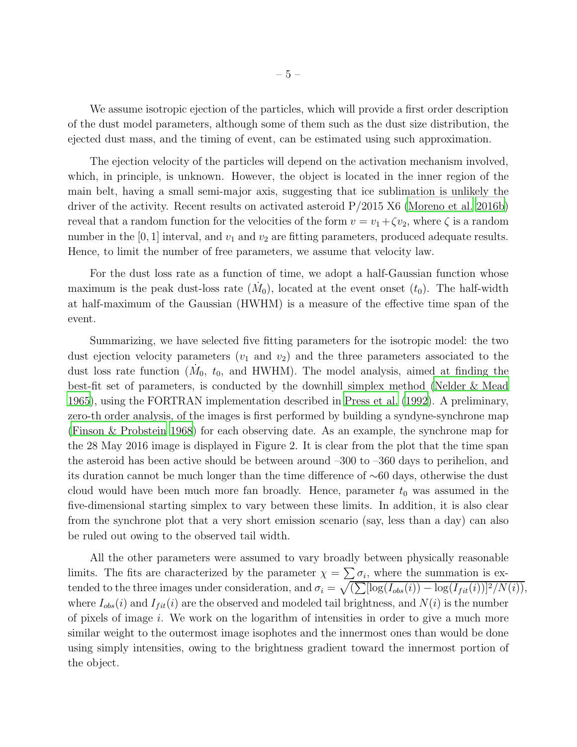We assume isotropic ejection of the particles, which will provide a first order description of the dust model parameters, although some of them such as the dust size distribution, the ejected dust mass, and the timing of event, can be estimated using such approximation.

The ejection velocity of the particles will depend on the activation mechanism involved, which, in principle, is unknown. However, the object is located in the inner region of the main belt, having a small semi-major axis, suggesting that ice sublimation is unlikely the driver of the activity. Recent results on activated asteroid P/2015 X6 (Moreno et al. 2016b) reveal that a random function for the velocities of the form $v = v_1 + \zeta v_2$, where $\zeta$ is a random number in the $[0, 1]$ interval, and $v_1$ and $v_2$ are fitting parameters, produced adequate results. Hence, to limit the number of free parameters, we assume that velocity law.

For the dust loss rate as a function of time, we adopt a half-Gaussian function whose maximum is the peak dust-loss rate ($\dot{M}_0$), located at the event onset ($t_0$). The half-width at half-maximum of the Gaussian (HWHM) is a measure of the effective time span of the event.

Summarizing, we have selected five fitting parameters for the isotropic model: the two dust ejection velocity parameters ($v_1$ and $v_2$) and the three parameters associated to the dust loss rate function ($\dot{M}_0$, $t_0$, and HWHM). The model analysis, aimed at finding the best-fit set of parameters, is conducted by the downhill simplex method (Nelder & Mead 1965), using the FORTRAN implementation described in Press et al. (1992). A preliminary, zero-th order analysis, of the images is first performed by building a syndyne-synchrone map (Finson & Probstein 1968) for each observing date. As an example, the synchrone map for the 28 May 2016 image is displayed in Figure 2. It is clear from the plot that the time span the asteroid has been active should be between around –300 to –360 days to perihelion, and its duration cannot be much longer than the time difference of $\sim$60 days, otherwise the dust cloud would have been much more fan broadly. Hence, parameter $t_0$ was assumed in the five-dimensional starting simplex to vary between these limits. In addition, it is also clear from the synchrone plot that a very short emission scenario (say, less than a day) can also be ruled out owing to the observed tail width.

All the other parameters were assumed to vary broadly between physically reasonable limits. The fits are characterized by the parameter $\chi = \sum \sigma_i$, where the summation is extended to the three images under consideration, and $\sigma_i = \sqrt{(\sum[\log(I_{obs}(i)) - \log(I_{fit}(i))]^2/N(i))}$, where $I_{obs}(i)$ and $I_{fit}(i)$ are the observed and modeled tail brightness, and $N(i)$ is the number of pixels of image $i$. We work on the logarithm of intensities in order to give a much more similar weight to the outermost image isophotes and the innermost ones than would be done using simply intensities, owing to the brightness gradient toward the innermost portion of the object.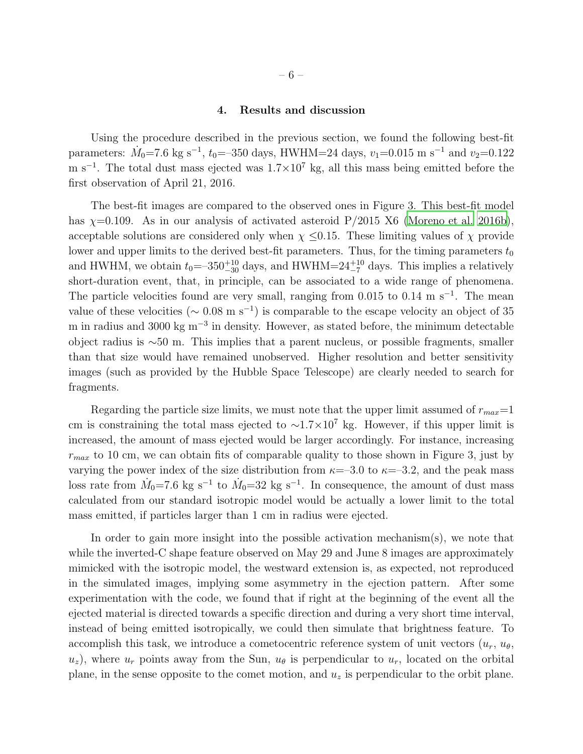## 4. Results and discussion

Using the procedure described in the previous section, we found the following best-fit parameters: $\dot{M}_0$=7.6 kg s$^{-1}$, $t_0$=–350 days, HWHM=24 days, $v_1$=0.015 m s$^{-1}$ and $v_2$=0.122 m s$^{-1}$. The total dust mass ejected was 1.7×10$^7$ kg, all this mass being emitted before the first observation of April 21, 2016.

The best-fit images are compared to the observed ones in Figure 3. This best-fit model has $\chi$=0.109. As in our analysis of activated asteroid P/2015 X6 (Moreno et al. 2016b), acceptable solutions are considered only when $\chi \leq$0.15. These limiting values of $\chi$ provide lower and upper limits to the derived best-fit parameters. Thus, for the timing parameters $t_0$ and HWHM, we obtain $t_0$=$-350^{+10}_{-30}$ days, and HWHM=$24^{+10}_{-7}$ days. This implies a relatively short-duration event, that, in principle, can be associated to a wide range of phenomena. The particle velocities found are very small, ranging from 0.015 to 0.14 m s$^{-1}$. The mean value of these velocities ($\sim$ 0.08 m s$^{-1}$) is comparable to the escape velocity an object of 35 m in radius and 3000 kg m$^{-3}$ in density. However, as stated before, the minimum detectable object radius is $\sim$50 m. This implies that a parent nucleus, or possible fragments, smaller than that size would have remained unobserved. Higher resolution and better sensitivity images (such as provided by the Hubble Space Telescope) are clearly needed to search for fragments.

Regarding the particle size limits, we must note that the upper limit assumed of $r_{max}$=1 cm is constraining the total mass ejected to $\sim$1.7×10$^7$ kg. However, if this upper limit is increased, the amount of mass ejected would be larger accordingly. For instance, increasing $r_{max}$ to 10 cm, we can obtain fits of comparable quality to those shown in Figure 3, just by varying the power index of the size distribution from $\kappa$=–3.0 to $\kappa$=–3.2, and the peak mass loss rate from $\dot{M}_0$=7.6 kg s$^{-1}$ to $\dot{M}_0$=32 kg s$^{-1}$. In consequence, the amount of dust mass calculated from our standard isotropic model would be actually a lower limit to the total mass emitted, if particles larger than 1 cm in radius were ejected.

In order to gain more insight into the possible activation mechanism(s), we note that while the inverted-C shape feature observed on May 29 and June 8 images are approximately mimicked with the isotropic model, the westward extension is, as expected, not reproduced in the simulated images, implying some asymmetry in the ejection pattern. After some experimentation with the code, we found that if right at the beginning of the event all the ejected material is directed towards a specific direction and during a very short time interval, instead of being emitted isotropically, we could then simulate that brightness feature. To accomplish this task, we introduce a cometocentric reference system of unit vectors ($u_r$, $u_\theta$, $u_z$), where $u_r$ points away from the Sun, $u_\theta$ is perpendicular to $u_r$, located on the orbital plane, in the sense opposite to the comet motion, and $u_z$ is perpendicular to the orbit plane.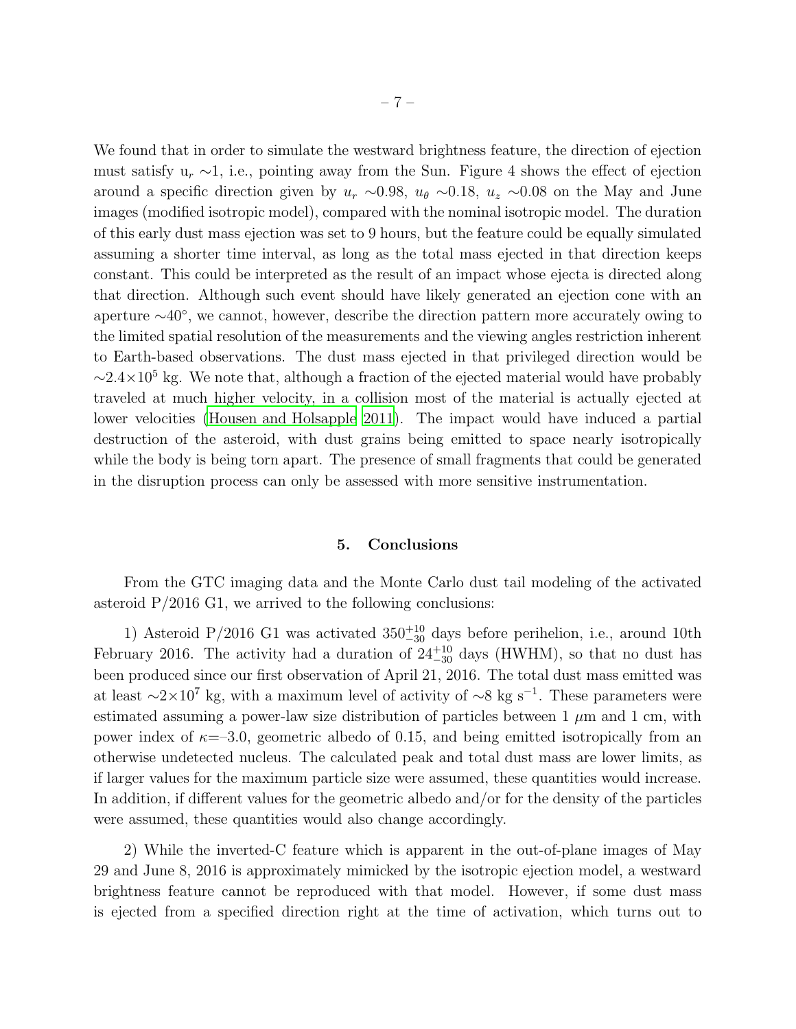We found that in order to simulate the westward brightness feature, the direction of ejection must satisfy $u_r \sim 1$, i.e., pointing away from the Sun. Figure 4 shows the effect of ejection around a specific direction given by $u_r \sim 0.98$, $u_\theta \sim 0.18$, $u_z \sim 0.08$ on the May and June images (modified isotropic model), compared with the nominal isotropic model. The duration of this early dust mass ejection was set to 9 hours, but the feature could be equally simulated assuming a shorter time interval, as long as the total mass ejected in that direction keeps constant. This could be interpreted as the result of an impact whose ejecta is directed along that direction. Although such event should have likely generated an ejection cone with an aperture $\sim 40^\circ$, we cannot, however, describe the direction pattern more accurately owing to the limited spatial resolution of the measurements and the viewing angles restriction inherent to Earth-based observations. The dust mass ejected in that privileged direction would be $\sim 2.4 \times 10^5$ kg. We note that, although a fraction of the ejected material would have probably traveled at much higher velocity, in a collision most of the material is actually ejected at lower velocities (Housen and Holsapple 2011). The impact would have induced a partial destruction of the asteroid, with dust grains being emitted to space nearly isotropically while the body is being torn apart. The presence of small fragments that could be generated in the disruption process can only be assessed with more sensitive instrumentation.

## 5. Conclusions

From the GTC imaging data and the Monte Carlo dust tail modeling of the activated asteroid P/2016 G1, we arrived to the following conclusions:

1) Asteroid P/2016 G1 was activated $350^{+10}_{-30}$ days before perihelion, i.e., around 10th February 2016. The activity had a duration of $24^{+10}_{-30}$ days (HWHM), so that no dust has been produced since our first observation of April 21, 2016. The total dust mass emitted was at least $\sim 2 \times 10^7$ kg, with a maximum level of activity of $\sim 8$ kg s$^{-1}$. These parameters were estimated assuming a power-law size distribution of particles between 1 $\mu$m and 1 cm, with power index of $\kappa = -3.0$, geometric albedo of 0.15, and being emitted isotropically from an otherwise undetected nucleus. The calculated peak and total dust mass are lower limits, as if larger values for the maximum particle size were assumed, these quantities would increase. In addition, if different values for the geometric albedo and/or for the density of the particles were assumed, these quantities would also change accordingly.

2) While the inverted-C feature which is apparent in the out-of-plane images of May 29 and June 8, 2016 is approximately mimicked by the isotropic ejection model, a westward brightness feature cannot be reproduced with that model. However, if some dust mass is ejected from a specified direction right at the time of activation, which turns out to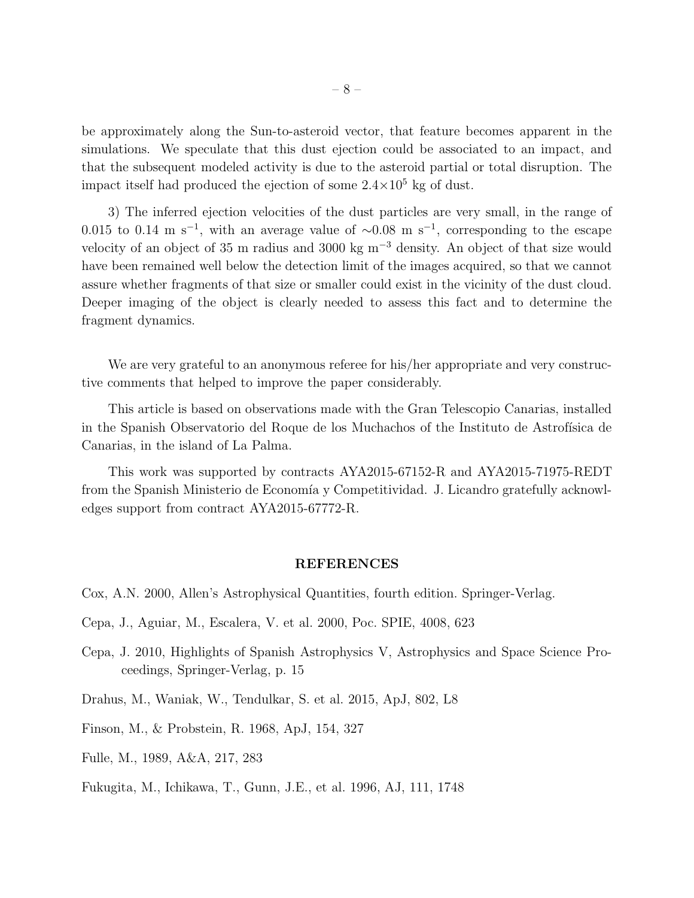be approximately along the Sun-to-asteroid vector, that feature becomes apparent in the simulations. We speculate that this dust ejection could be associated to an impact, and that the subsequent modeled activity is due to the asteroid partial or total disruption. The impact itself had produced the ejection of some $2.4\times10^5$ kg of dust.

3) The inferred ejection velocities of the dust particles are very small, in the range of 0.015 to 0.14 m s$^{-1}$, with an average value of $\sim$0.08 m s$^{-1}$, corresponding to the escape velocity of an object of 35 m radius and 3000 kg m$^{-3}$ density. An object of that size would have been remained well below the detection limit of the images acquired, so that we cannot assure whether fragments of that size or smaller could exist in the vicinity of the dust cloud. Deeper imaging of the object is clearly needed to assess this fact and to determine the fragment dynamics.

We are very grateful to an anonymous referee for his/her appropriate and very constructive comments that helped to improve the paper considerably.

This article is based on observations made with the Gran Telescopio Canarias, installed in the Spanish Observatorio del Roque de los Muchachos of the Instituto de Astrofísica de Canarias, in the island of La Palma.

This work was supported by contracts AYA2015-67152-R and AYA2015-71975-REDT from the Spanish Ministerio de Economía y Competitividad. J. Licandro gratefully acknowledges support from contract AYA2015-67772-R.

## REFERENCES

Cox, A.N. 2000, Allen's Astrophysical Quantities, fourth edition. Springer-Verlag.

Cepa, J., Aguiar, M., Escalera, V. et al. 2000, Poc. SPIE, 4008, 623

Cepa, J. 2010, Highlights of Spanish Astrophysics V, Astrophysics and Space Science Proceedings, Springer-Verlag, p. 15

Drahus, M., Waniak, W., Tendulkar, S. et al. 2015, ApJ, 802, L8

Finson, M., & Probstein, R. 1968, ApJ, 154, 327

Fulle, M., 1989, A&A, 217, 283

Fukugita, M., Ichikawa, T., Gunn, J.E., et al. 1996, AJ, 111, 1748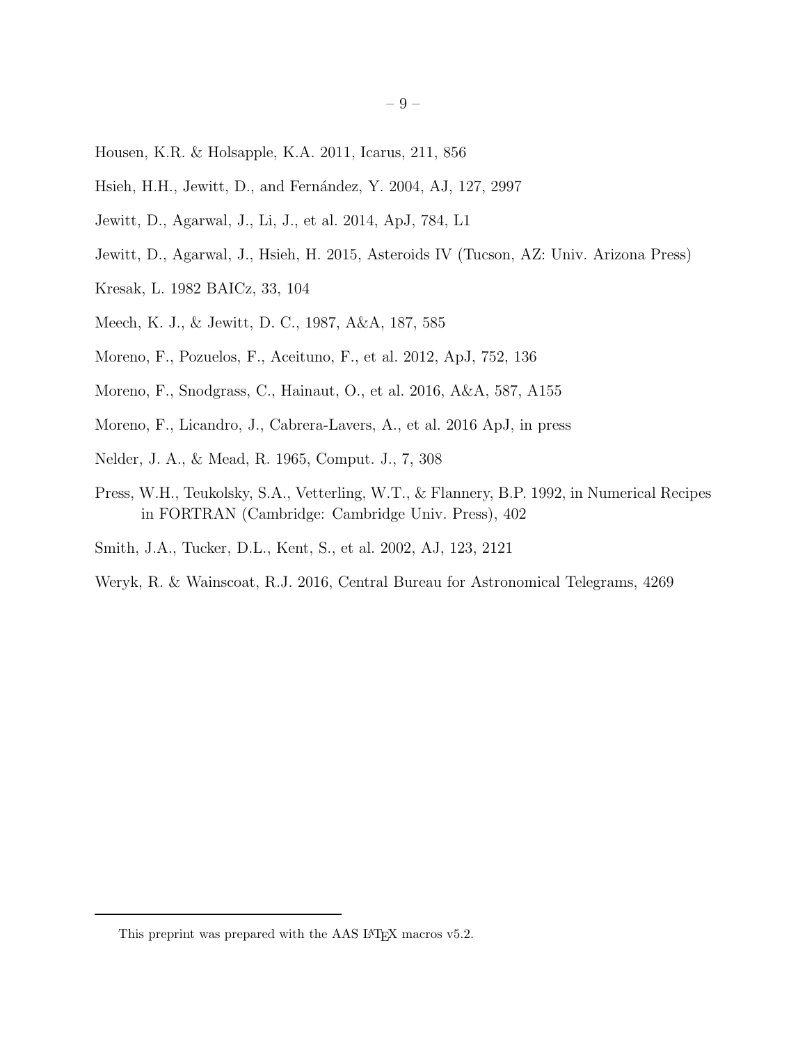Housen, K.R. & Holsapple, K.A. 2011, Icarus, 211, 856

Hsieh, H.H., Jewitt, D., and Fernández, Y. 2004, AJ, 127, 2997

Jewitt, D., Agarwal, J., Li, J., et al. 2014, ApJ, 784, L1

Jewitt, D., Agarwal, J., Hsieh, H. 2015, Asteroids IV (Tucson, AZ: Univ. Arizona Press)

Kresak, L. 1982 BAICz, 33, 104

Meech, K. J., & Jewitt, D. C., 1987, A&A, 187, 585

Moreno, F., Pozuelos, F., Aceituno, F., et al. 2012, ApJ, 752, 136

Moreno, F., Snodgrass, C., Hainaut, O., et al. 2016, A&A, 587, A155

Moreno, F., Licandro, J., Cabrera-Lavers, A., et al. 2016 ApJ, in press

Nelder, J. A., & Mead, R. 1965, Comput. J., 7, 308

Press, W.H., Teukolsky, S.A., Vetterling, W.T., & Flannery, B.P. 1992, in Numerical Recipes in FORTRAN (Cambridge: Cambridge Univ. Press), 402

Smith, J.A., Tucker, D.L., Kent, S., et al. 2002, AJ, 123, 2121

Weryk, R. & Wainscoat, R.J. 2016, Central Bureau for Astronomical Telegrams, 4269

---

This preprint was prepared with the AAS LaTeX macros v5.2.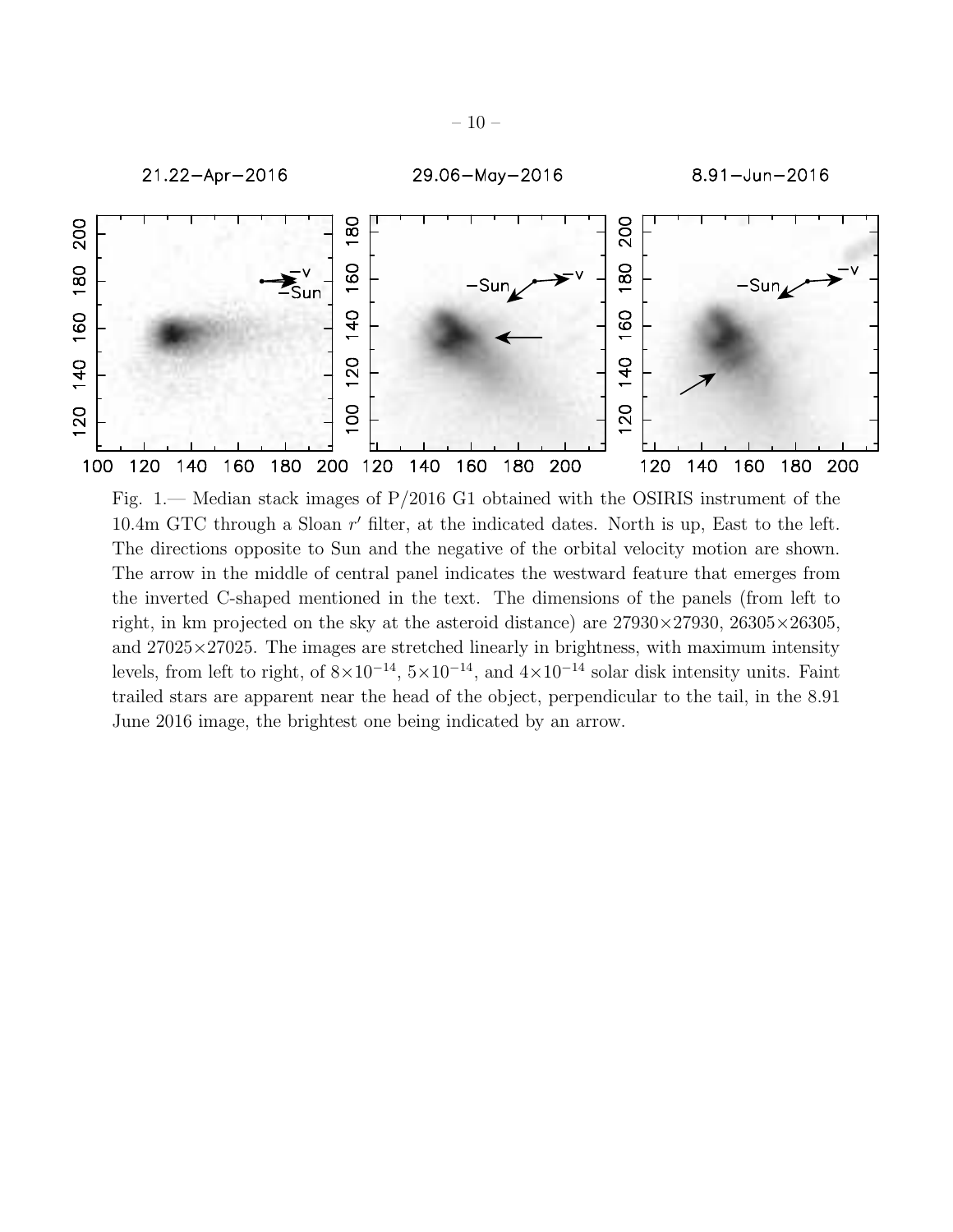Fig. 1.— Median stack images of P/2016 G1 obtained with the OSIRIS instrument of the 10.4m GTC through a Sloan $r'$ filter, at the indicated dates. North is up, East to the left. The directions opposite to Sun and the negative of the orbital velocity motion are shown. The arrow in the middle of central panel indicates the westward feature that emerges from the inverted C-shaped mentioned in the text. The dimensions of the panels (from left to right, in km projected on the sky at the asteroid distance) are 27930×27930, 26305×26305, and 27025×27025. The images are stretched linearly in brightness, with maximum intensity levels, from left to right, of $8\times10^{-14}$, $5\times10^{-14}$, and $4\times10^{-14}$ solar disk intensity units. Faint trailed stars are apparent near the head of the object, perpendicular to the tail, in the 8.91 June 2016 image, the brightest one being indicated by an arrow.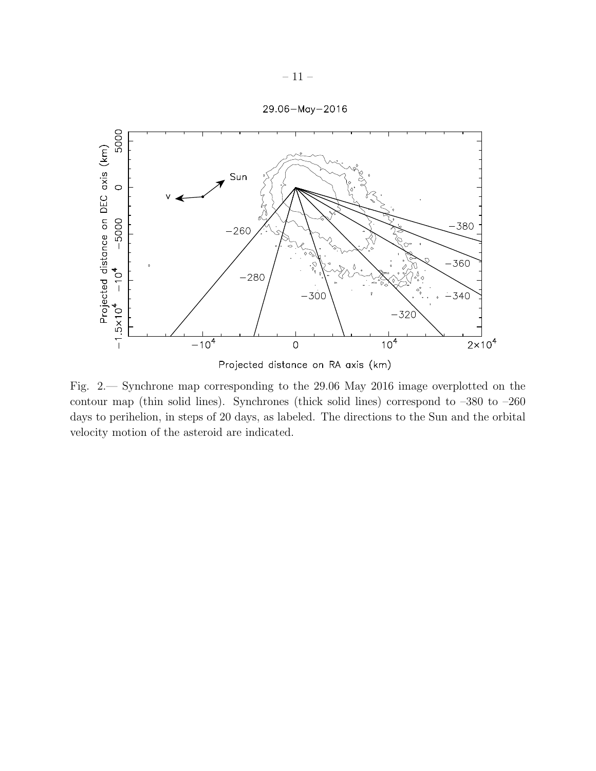Fig. 2.— Synchrone map corresponding to the 29.06 May 2016 image overplotted on the contour map (thin solid lines). Synchrones (thick solid lines) correspond to –380 to –260 days to perihelion, in steps of 20 days, as labeled. The directions to the Sun and the orbital velocity motion of the asteroid are indicated.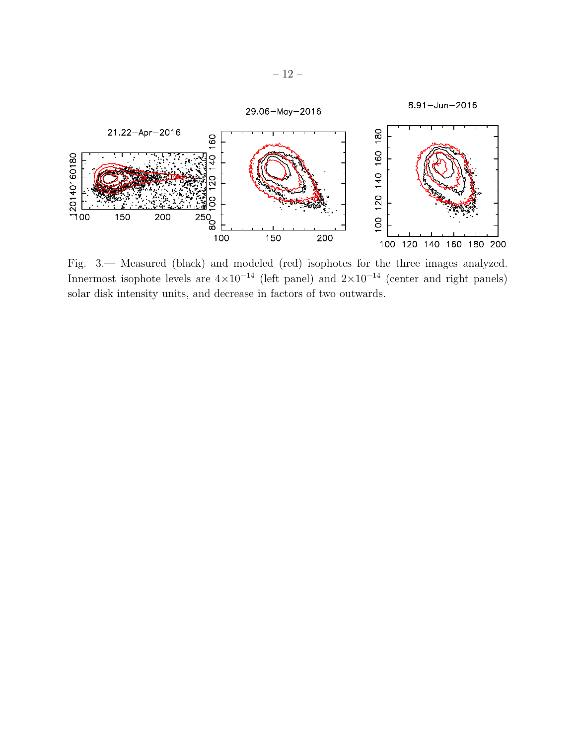Fig. 3.— Measured (black) and modeled (red) isophotes for the three images analyzed. Innermost isophote levels are $4\times10^{-14}$ (left panel) and $2\times10^{-14}$ (center and right panels) solar disk intensity units, and decrease in factors of two outwards.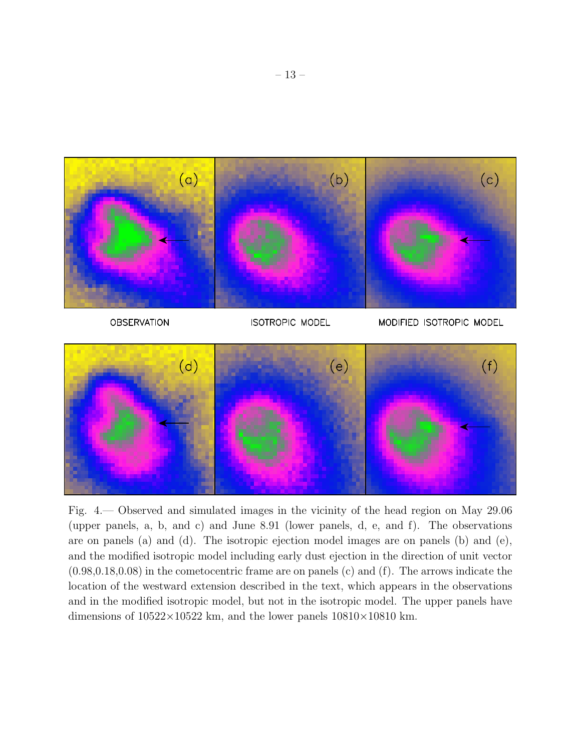OBSERVATION ISOTROPIC MODEL MODIFIED ISOTROPIC MODEL

Fig. 4.— Observed and simulated images in the vicinity of the head region on May 29.06 (upper panels, a, b, and c) and June 8.91 (lower panels, d, e, and f). The observations are on panels (a) and (d). The isotropic ejection model images are on panels (b) and (e), and the modified isotropic model including early dust ejection in the direction of unit vector (0.98,0.18,0.08) in the cometocentric frame are on panels (c) and (f). The arrows indicate the location of the westward extension described in the text, which appears in the observations and in the modified isotropic model, but not in the isotropic model. The upper panels have dimensions of 10522×10522 km, and the lower panels 10810×10810 km.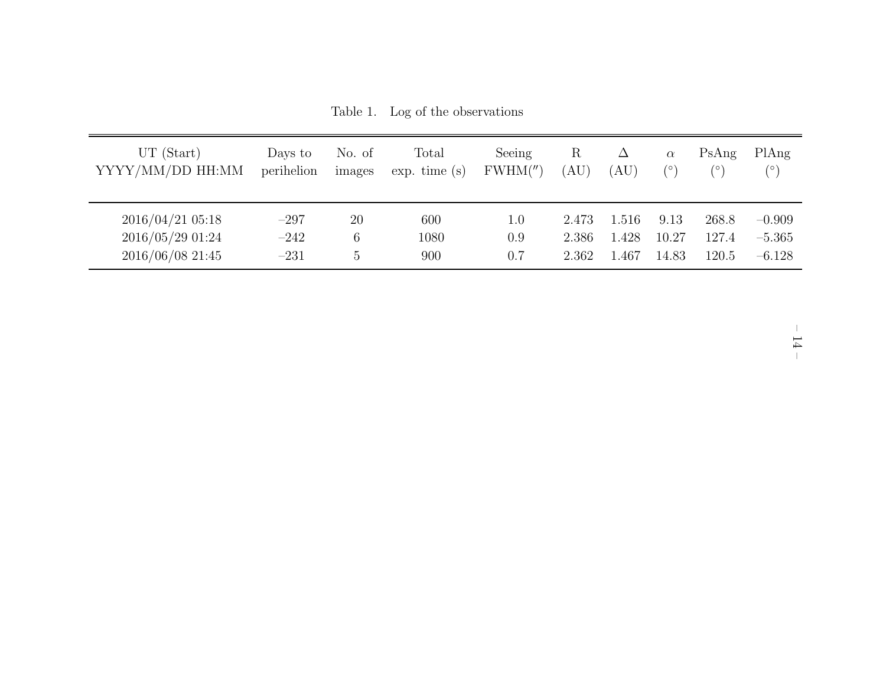Table 1. Log of the observations

| UT (Start) YYYY/MM/DD HH:MM | Days to perihelion | No. of images | Total exp. time (s) | Seeing FWHM($''$) | R (AU) | $\Delta$ (AU) | $\alpha$ ($^\circ$) | PsAng ($^\circ$) | PlAng ($^\circ$) |
|---|---|---|---|---|---|---|---|---|---|
| 2016/04/21 05:18 | –297 | 20 | 600 | 1.0 | 2.473 | 1.516 | 9.13 | 268.8 | –0.909 |
| 2016/05/29 01:24 | –242 | 6 | 1080 | 0.9 | 2.386 | 1.428 | 10.27 | 127.4 | –5.365 |
| 2016/06/08 21:45 | –231 | 5 | 900 | 0.7 | 2.362 | 1.467 | 14.83 | 120.5 | –6.128 |